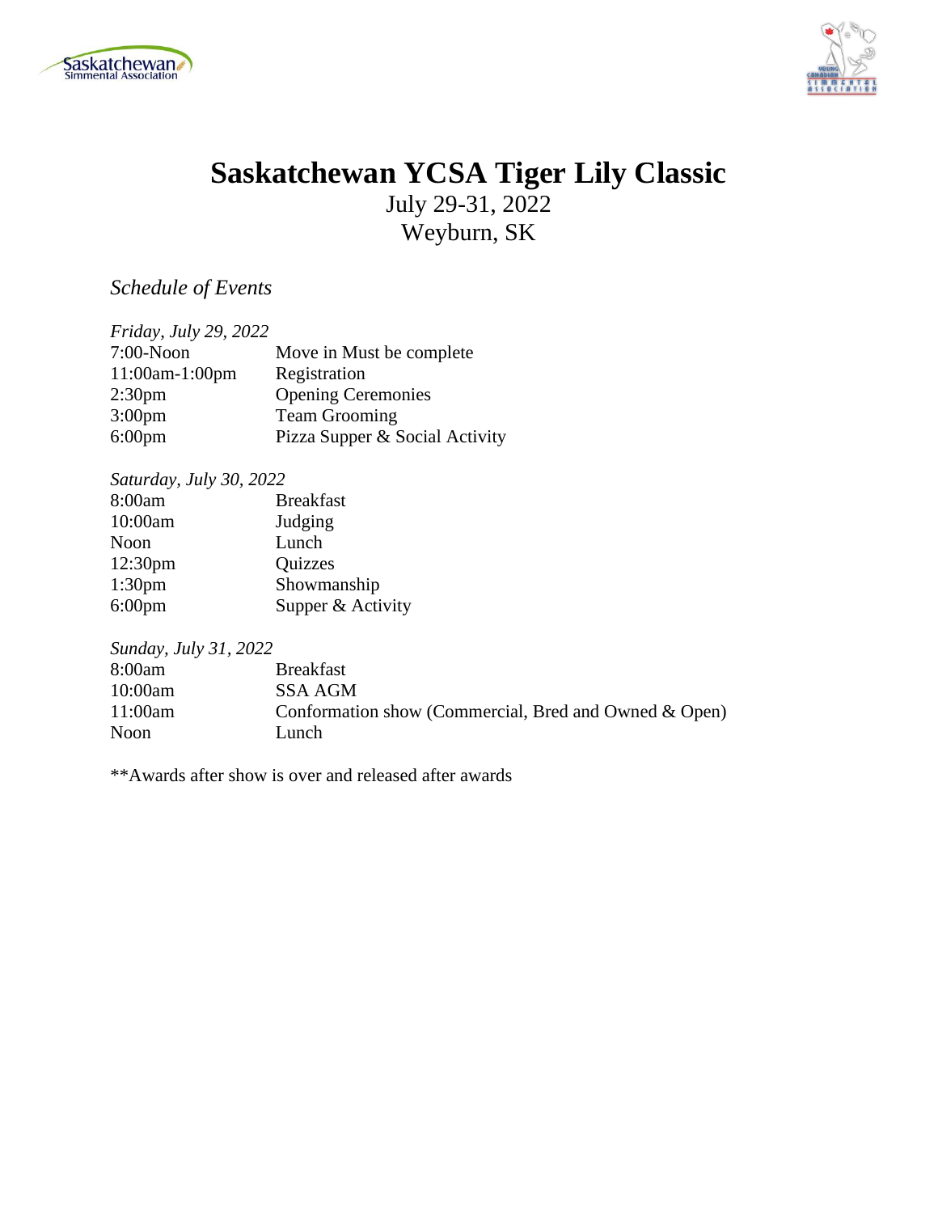# Saskatchewan YCSA Tiger Lily Classic

July 29-31, 2022

Weyburn, SK

*Schedule of Events*

*Friday, July 29, 2022*

| | |
|---|---|
| 7:00-Noon | Move in Must be complete |
| 11:00am-1:00pm | Registration |
| 2:30pm | Opening Ceremonies |
| 3:00pm | Team Grooming |
| 6:00pm | Pizza Supper & Social Activity |

*Saturday, July 30, 2022*

| | |
|---|---|
| 8:00am | Breakfast |
| 10:00am | Judging |
| Noon | Lunch |
| 12:30pm | Quizzes |
| 1:30pm | Showmanship |
| 6:00pm | Supper & Activity |

*Sunday, July 31, 2022*

| | |
|---|---|
| 8:00am | Breakfast |
| 10:00am | SSA AGM |
| 11:00am | Conformation show (Commercial, Bred and Owned & Open) |
| Noon | Lunch |

**Awards after show is over and released after awards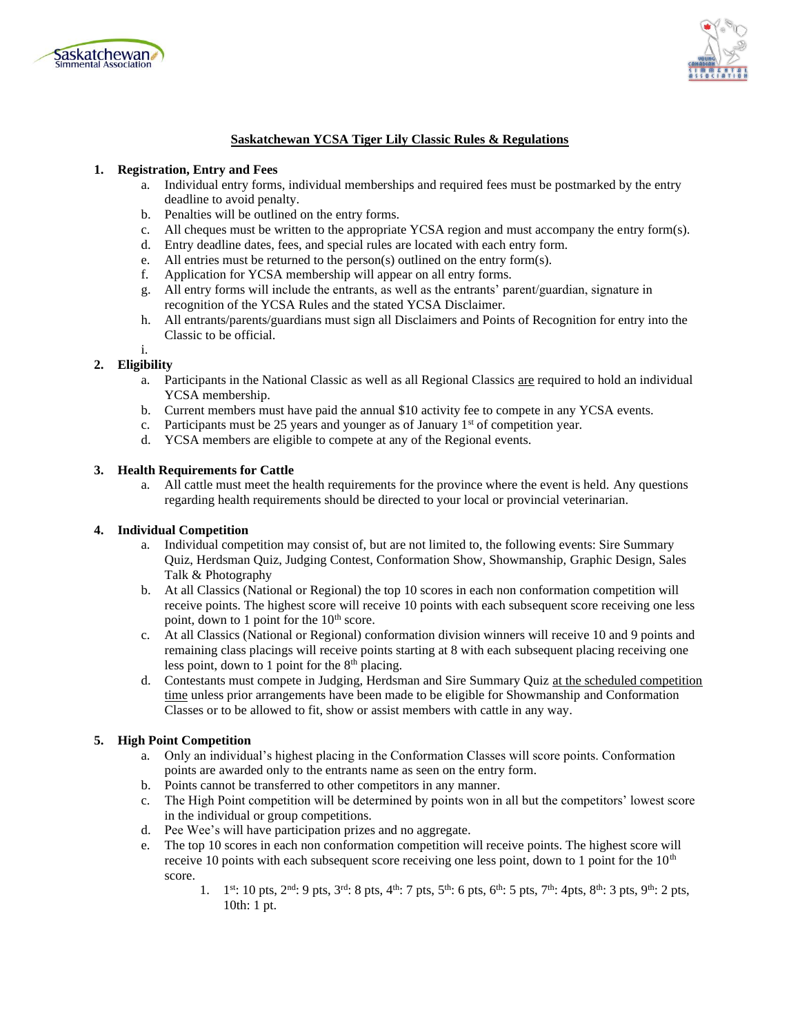**Saskatchewan YCSA Tiger Lily Classic Rules & Regulations**

1. **Registration, Entry and Fees**
   a. Individual entry forms, individual memberships and required fees must be postmarked by the entry deadline to avoid penalty.
   b. Penalties will be outlined on the entry forms.
   c. All cheques must be written to the appropriate YCSA region and must accompany the entry form(s).
   d. Entry deadline dates, fees, and special rules are located with each entry form.
   e. All entries must be returned to the person(s) outlined on the entry form(s).
   f. Application for YCSA membership will appear on all entry forms.
   g. All entry forms will include the entrants, as well as the entrants' parent/guardian, signature in recognition of the YCSA Rules and the stated YCSA Disclaimer.
   h. All entrants/parents/guardians must sign all Disclaimers and Points of Recognition for entry into the Classic to be official.
   i.

2. **Eligibility**
   a. Participants in the National Classic as well as all Regional Classics are required to hold an individual YCSA membership.
   b. Current members must have paid the annual $10 activity fee to compete in any YCSA events.
   c. Participants must be 25 years and younger as of January 1st of competition year.
   d. YCSA members are eligible to compete at any of the Regional events.

3. **Health Requirements for Cattle**
   a. All cattle must meet the health requirements for the province where the event is held. Any questions regarding health requirements should be directed to your local or provincial veterinarian.

4. **Individual Competition**
   a. Individual competition may consist of, but are not limited to, the following events: Sire Summary Quiz, Herdsman Quiz, Judging Contest, Conformation Show, Showmanship, Graphic Design, Sales Talk & Photography
   b. At all Classics (National or Regional) the top 10 scores in each non conformation competition will receive points. The highest score will receive 10 points with each subsequent score receiving one less point, down to 1 point for the 10th score.
   c. At all Classics (National or Regional) conformation division winners will receive 10 and 9 points and remaining class placings will receive points starting at 8 with each subsequent placing receiving one less point, down to 1 point for the 8th placing.
   d. Contestants must compete in Judging, Herdsman and Sire Summary Quiz at the scheduled competition time unless prior arrangements have been made to be eligible for Showmanship and Conformation Classes or to be allowed to fit, show or assist members with cattle in any way.

5. **High Point Competition**
   a. Only an individual's highest placing in the Conformation Classes will score points. Conformation points are awarded only to the entrants name as seen on the entry form.
   b. Points cannot be transferred to other competitors in any manner.
   c. The High Point competition will be determined by points won in all but the competitors' lowest score in the individual or group competitions.
   d. Pee Wee's will have participation prizes and no aggregate.
   e. The top 10 scores in each non conformation competition will receive points. The highest score will receive 10 points with each subsequent score receiving one less point, down to 1 point for the 10th score.
      1. 1st: 10 pts, 2nd: 9 pts, 3rd: 8 pts, 4th: 7 pts, 5th: 6 pts, 6th: 5 pts, 7th: 4pts, 8th: 3 pts, 9th: 2 pts, 10th: 1 pt.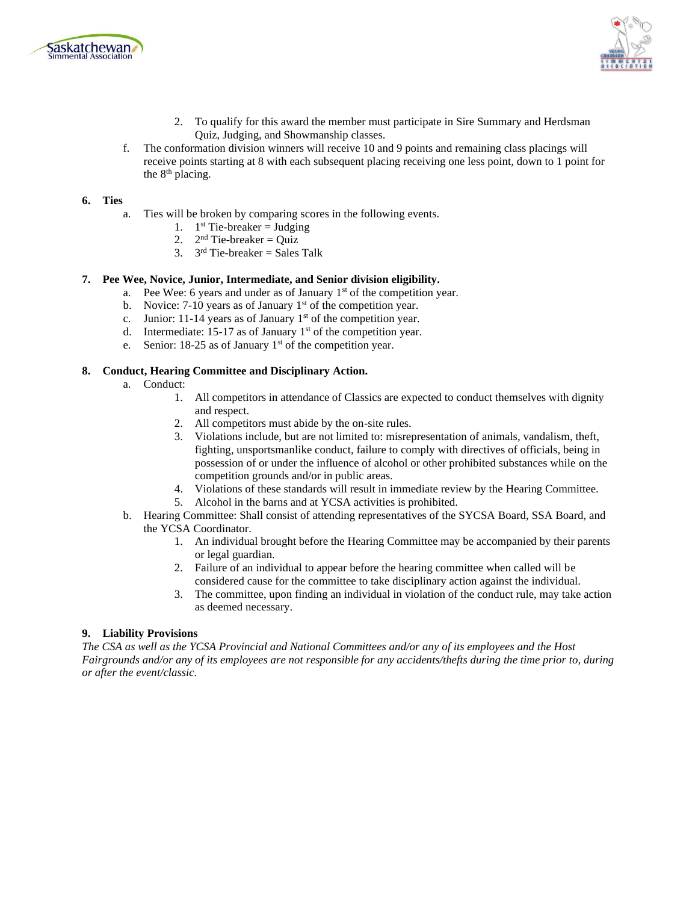2. To qualify for this award the member must participate in Sire Summary and Herdsman Quiz, Judging, and Showmanship classes.

f. The conformation division winners will receive 10 and 9 points and remaining class placings will receive points starting at 8 with each subsequent placing receiving one less point, down to 1 point for the 8th placing.

**6. Ties**

a. Ties will be broken by comparing scores in the following events.

1. 1st Tie-breaker = Judging
2. 2nd Tie-breaker = Quiz
3. 3rd Tie-breaker = Sales Talk

**7. Pee Wee, Novice, Junior, Intermediate, and Senior division eligibility.**

a. Pee Wee: 6 years and under as of January 1st of the competition year.

b. Novice: 7-10 years as of January 1st of the competition year.

c. Junior: 11-14 years as of January 1st of the competition year.

d. Intermediate: 15-17 as of January 1st of the competition year.

e. Senior: 18-25 as of January 1st of the competition year.

**8. Conduct, Hearing Committee and Disciplinary Action.**

a. Conduct:

1. All competitors in attendance of Classics are expected to conduct themselves with dignity and respect.
2. All competitors must abide by the on-site rules.
3. Violations include, but are not limited to: misrepresentation of animals, vandalism, theft, fighting, unsportsmanlike conduct, failure to comply with directives of officials, being in possession of or under the influence of alcohol or other prohibited substances while on the competition grounds and/or in public areas.
4. Violations of these standards will result in immediate review by the Hearing Committee.
5. Alcohol in the barns and at YCSA activities is prohibited.

b. Hearing Committee: Shall consist of attending representatives of the SYCSA Board, SSA Board, and the YCSA Coordinator.

1. An individual brought before the Hearing Committee may be accompanied by their parents or legal guardian.
2. Failure of an individual to appear before the hearing committee when called will be considered cause for the committee to take disciplinary action against the individual.
3. The committee, upon finding an individual in violation of the conduct rule, may take action as deemed necessary.

**9. Liability Provisions**

*The CSA as well as the YCSA Provincial and National Committees and/or any of its employees and the Host Fairgrounds and/or any of its employees are not responsible for any accidents/thefts during the time prior to, during or after the event/classic.*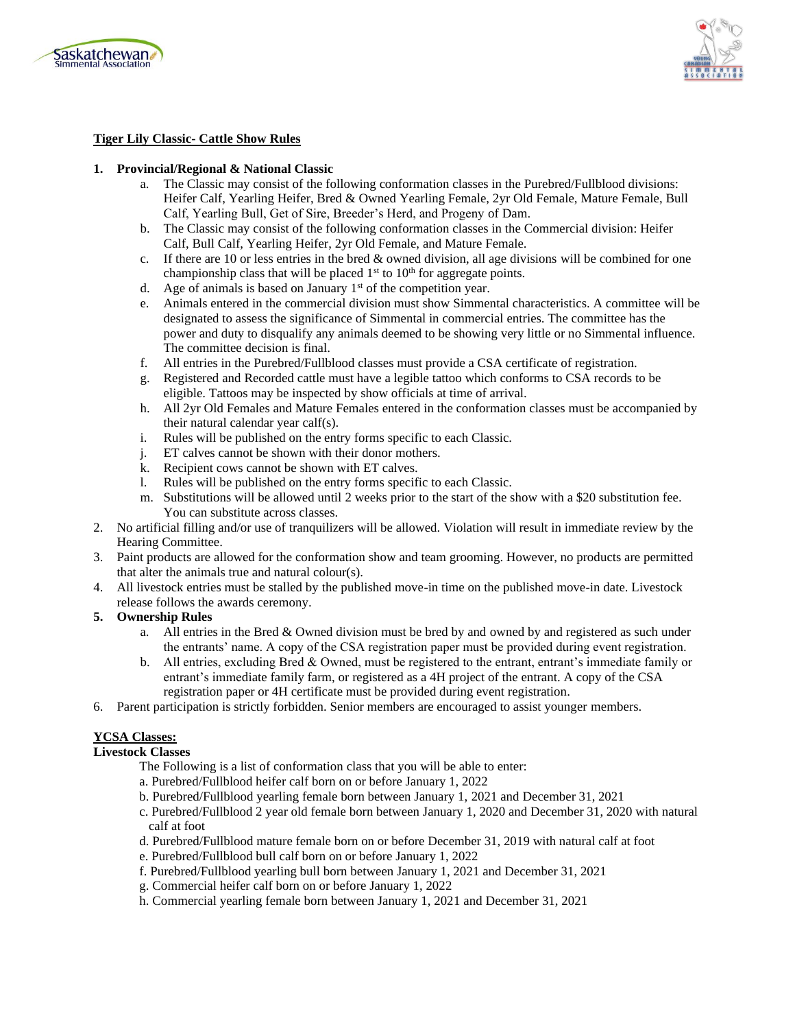**Tiger Lily Classic- Cattle Show Rules**

1. **Provincial/Regional & National Classic**
    a. The Classic may consist of the following conformation classes in the Purebred/Fullblood divisions: Heifer Calf, Yearling Heifer, Bred & Owned Yearling Female, 2yr Old Female, Mature Female, Bull Calf, Yearling Bull, Get of Sire, Breeder's Herd, and Progeny of Dam.
    b. The Classic may consist of the following conformation classes in the Commercial division: Heifer Calf, Bull Calf, Yearling Heifer, 2yr Old Female, and Mature Female.
    c. If there are 10 or less entries in the bred & owned division, all age divisions will be combined for one championship class that will be placed 1st to 10th for aggregate points.
    d. Age of animals is based on January 1st of the competition year.
    e. Animals entered in the commercial division must show Simmental characteristics. A committee will be designated to assess the significance of Simmental in commercial entries. The committee has the power and duty to disqualify any animals deemed to be showing very little or no Simmental influence. The committee decision is final.
    f. All entries in the Purebred/Fullblood classes must provide a CSA certificate of registration.
    g. Registered and Recorded cattle must have a legible tattoo which conforms to CSA records to be eligible. Tattoos may be inspected by show officials at time of arrival.
    h. All 2yr Old Females and Mature Females entered in the conformation classes must be accompanied by their natural calendar year calf(s).
    i. Rules will be published on the entry forms specific to each Classic.
    j. ET calves cannot be shown with their donor mothers.
    k. Recipient cows cannot be shown with ET calves.
    l. Rules will be published on the entry forms specific to each Classic.
    m. Substitutions will be allowed until 2 weeks prior to the start of the show with a $20 substitution fee. You can substitute across classes.
2. No artificial filling and/or use of tranquilizers will be allowed. Violation will result in immediate review by the Hearing Committee.
3. Paint products are allowed for the conformation show and team grooming. However, no products are permitted that alter the animals true and natural colour(s).
4. All livestock entries must be stalled by the published move-in time on the published move-in date. Livestock release follows the awards ceremony.
5. **Ownership Rules**
    a. All entries in the Bred & Owned division must be bred by and owned by and registered as such under the entrants' name. A copy of the CSA registration paper must be provided during event registration.
    b. All entries, excluding Bred & Owned, must be registered to the entrant, entrant's immediate family or entrant's immediate family farm, or registered as a 4H project of the entrant. A copy of the CSA registration paper or 4H certificate must be provided during event registration.
6. Parent participation is strictly forbidden. Senior members are encouraged to assist younger members.

**YCSA Classes:**

**Livestock Classes**

The Following is a list of conformation class that you will be able to enter:

a. Purebred/Fullblood heifer calf born on or before January 1, 2022
b. Purebred/Fullblood yearling female born between January 1, 2021 and December 31, 2021
c. Purebred/Fullblood 2 year old female born between January 1, 2020 and December 31, 2020 with natural calf at foot
d. Purebred/Fullblood mature female born on or before December 31, 2019 with natural calf at foot
e. Purebred/Fullblood bull calf born on or before January 1, 2022
f. Purebred/Fullblood yearling bull born between January 1, 2021 and December 31, 2021
g. Commercial heifer calf born on or before January 1, 2022
h. Commercial yearling female born between January 1, 2021 and December 31, 2021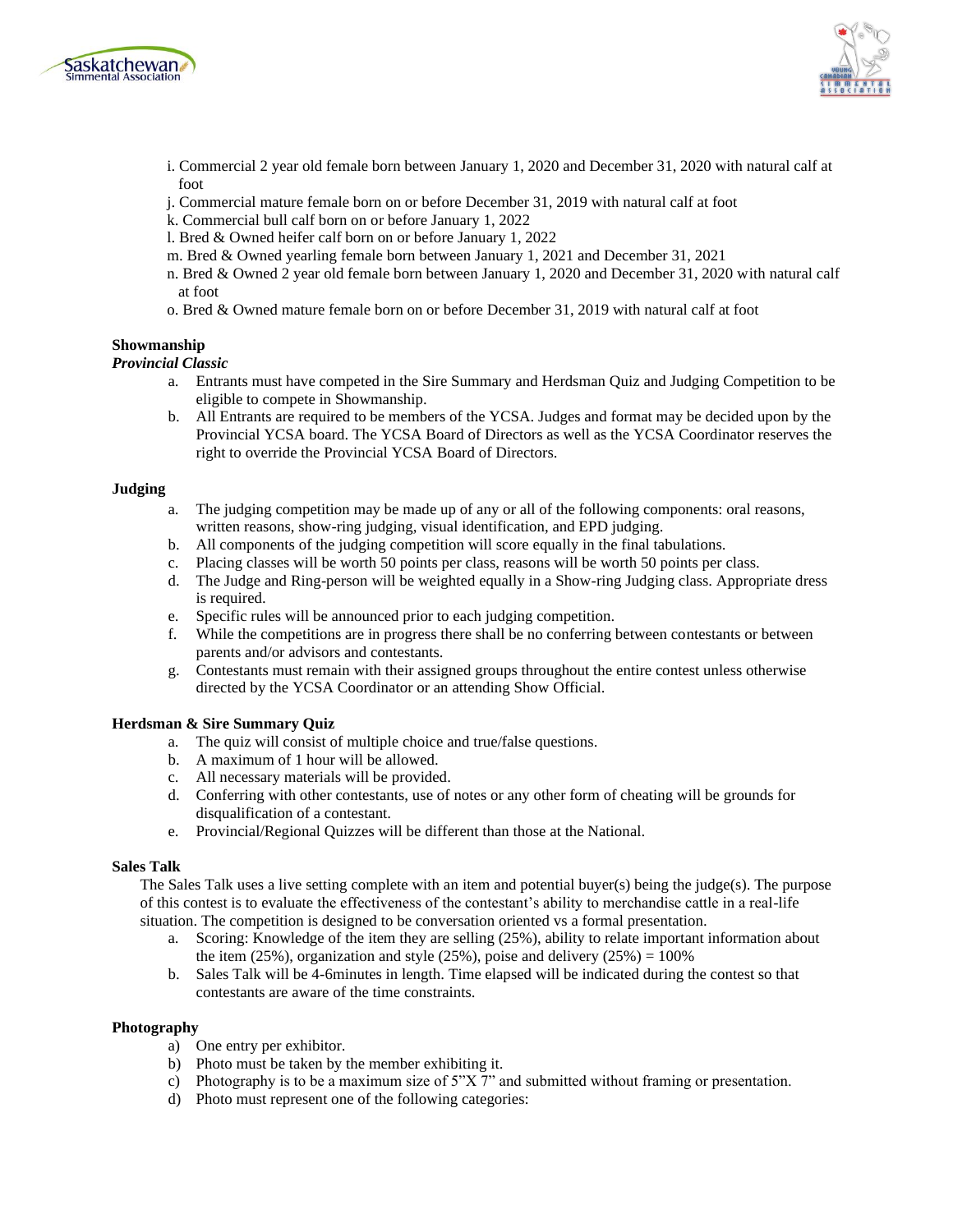i. Commercial 2 year old female born between January 1, 2020 and December 31, 2020 with natural calf at foot
j. Commercial mature female born on or before December 31, 2019 with natural calf at foot
k. Commercial bull calf born on or before January 1, 2022
l. Bred & Owned heifer calf born on or before January 1, 2022
m. Bred & Owned yearling female born between January 1, 2021 and December 31, 2021
n. Bred & Owned 2 year old female born between January 1, 2020 and December 31, 2020 with natural calf at foot
o. Bred & Owned mature female born on or before December 31, 2019 with natural calf at foot

**Showmanship**

***Provincial Classic***

a. Entrants must have competed in the Sire Summary and Herdsman Quiz and Judging Competition to be eligible to compete in Showmanship.
b. All Entrants are required to be members of the YCSA. Judges and format may be decided upon by the Provincial YCSA board. The YCSA Board of Directors as well as the YCSA Coordinator reserves the right to override the Provincial YCSA Board of Directors.

**Judging**

a. The judging competition may be made up of any or all of the following components: oral reasons, written reasons, show-ring judging, visual identification, and EPD judging.
b. All components of the judging competition will score equally in the final tabulations.
c. Placing classes will be worth 50 points per class, reasons will be worth 50 points per class.
d. The Judge and Ring-person will be weighted equally in a Show-ring Judging class. Appropriate dress is required.
e. Specific rules will be announced prior to each judging competition.
f. While the competitions are in progress there shall be no conferring between contestants or between parents and/or advisors and contestants.
g. Contestants must remain with their assigned groups throughout the entire contest unless otherwise directed by the YCSA Coordinator or an attending Show Official.

**Herdsman & Sire Summary Quiz**

a. The quiz will consist of multiple choice and true/false questions.
b. A maximum of 1 hour will be allowed.
c. All necessary materials will be provided.
d. Conferring with other contestants, use of notes or any other form of cheating will be grounds for disqualification of a contestant.
e. Provincial/Regional Quizzes will be different than those at the National.

**Sales Talk**

The Sales Talk uses a live setting complete with an item and potential buyer(s) being the judge(s). The purpose of this contest is to evaluate the effectiveness of the contestant's ability to merchandise cattle in a real-life situation. The competition is designed to be conversation oriented vs a formal presentation.

a. Scoring: Knowledge of the item they are selling (25%), ability to relate important information about the item (25%), organization and style (25%), poise and delivery (25%) = 100%
b. Sales Talk will be 4-6minutes in length. Time elapsed will be indicated during the contest so that contestants are aware of the time constraints.

**Photography**

a) One entry per exhibitor.
b) Photo must be taken by the member exhibiting it.
c) Photography is to be a maximum size of 5"X 7" and submitted without framing or presentation.
d) Photo must represent one of the following categories: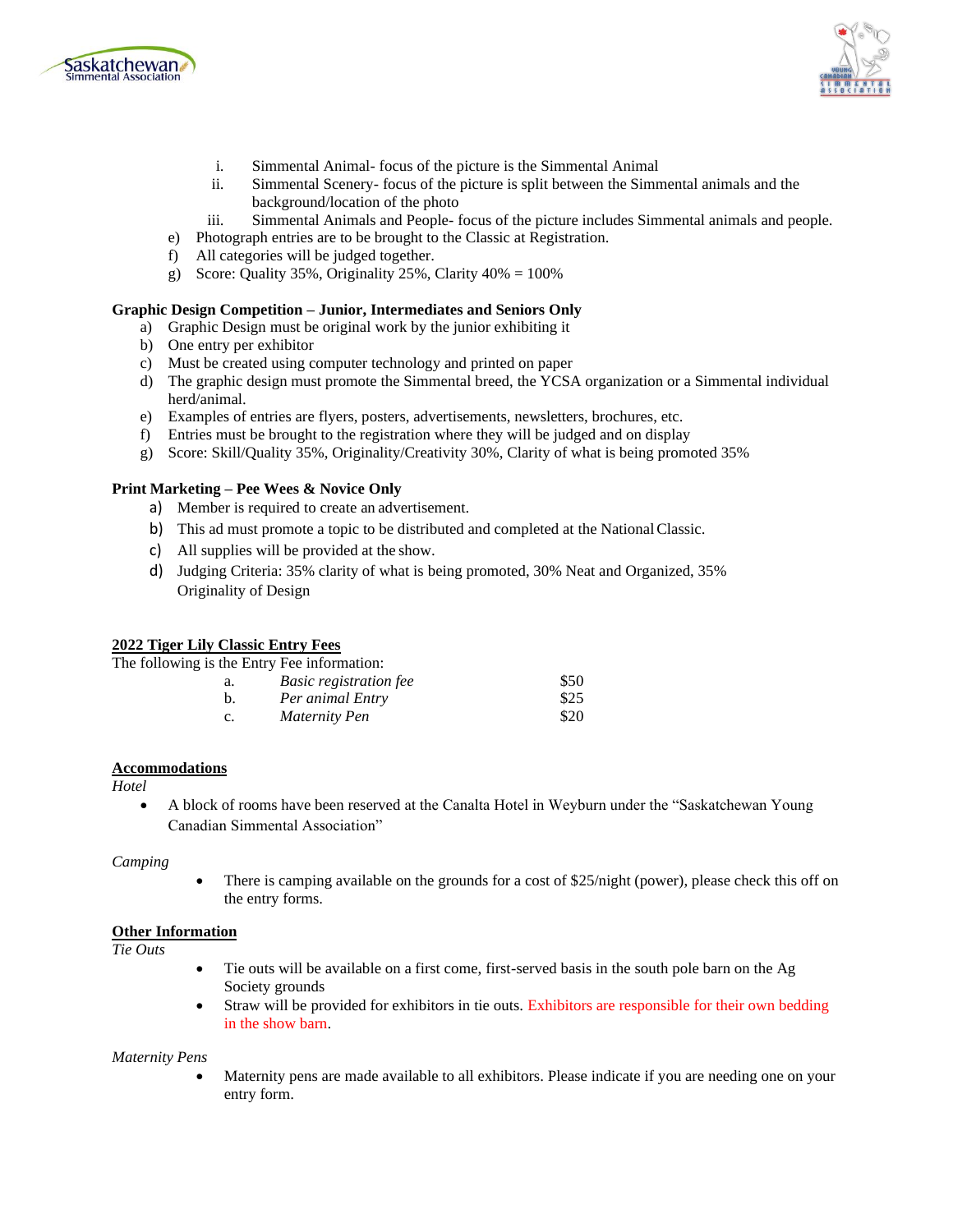i. Simmental Animal- focus of the picture is the Simmental Animal
   ii. Simmental Scenery- focus of the picture is split between the Simmental animals and the background/location of the photo
   iii. Simmental Animals and People- focus of the picture includes Simmental animals and people.

e) Photograph entries are to be brought to the Classic at Registration.
f) All categories will be judged together.
g) Score: Quality 35%, Originality 25%, Clarity 40% = 100%

**Graphic Design Competition – Junior, Intermediates and Seniors Only**

a) Graphic Design must be original work by the junior exhibiting it
b) One entry per exhibitor
c) Must be created using computer technology and printed on paper
d) The graphic design must promote the Simmental breed, the YCSA organization or a Simmental individual herd/animal.
e) Examples of entries are flyers, posters, advertisements, newsletters, brochures, etc.
f) Entries must be brought to the registration where they will be judged and on display
g) Score: Skill/Quality 35%, Originality/Creativity 30%, Clarity of what is being promoted 35%

**Print Marketing – Pee Wees & Novice Only**

a) Member is required to create an advertisement.
b) This ad must promote a topic to be distributed and completed at the National Classic.
c) All supplies will be provided at the show.
d) Judging Criteria: 35% clarity of what is being promoted, 30% Neat and Organized, 35% Originality of Design

**<u>2022 Tiger Lily Classic Entry Fees</u>**

The following is the Entry Fee information:

| | | |
|---|---|---|
| a. | *Basic registration fee* | $50 |
| b. | *Per animal Entry* | $25 |
| c. | *Maternity Pen* | $20 |

**<u>Accommodations</u>**

*Hotel*

- A block of rooms have been reserved at the Canalta Hotel in Weyburn under the "Saskatchewan Young Canadian Simmental Association"

*Camping*

- There is camping available on the grounds for a cost of $25/night (power), please check this off on the entry forms.

**<u>Other Information</u>**

*Tie Outs*

- Tie outs will be available on a first come, first-served basis in the south pole barn on the Ag Society grounds
- Straw will be provided for exhibitors in tie outs. Exhibitors are responsible for their own bedding in the show barn.

*Maternity Pens*

- Maternity pens are made available to all exhibitors. Please indicate if you are needing one on your entry form.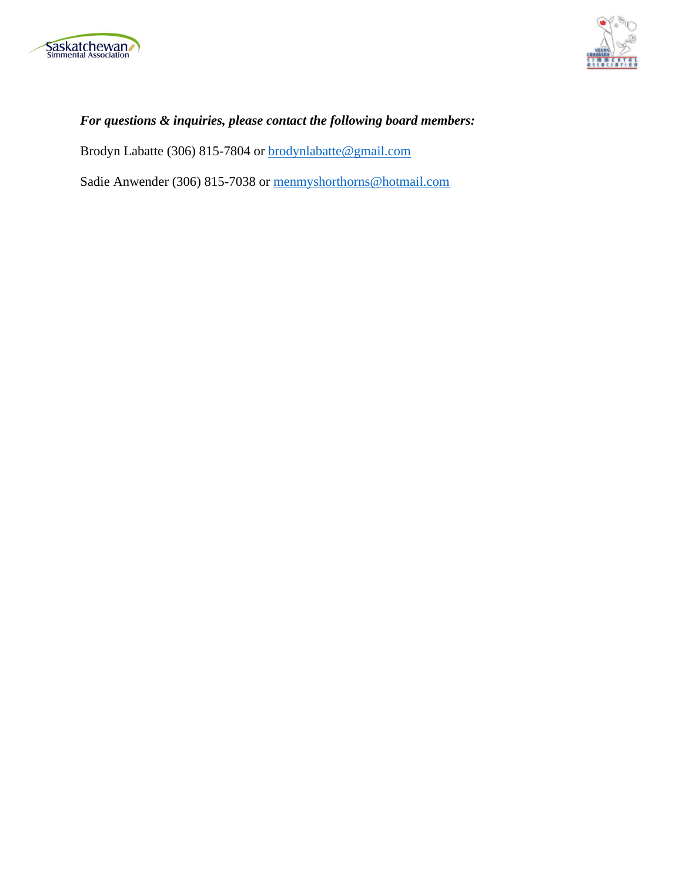***For questions & inquiries, please contact the following board members:***

Brodyn Labatte (306) 815-7804 or brodynlabatte@gmail.com

Sadie Anwender (306) 815-7038 or menmyshorthorns@hotmail.com